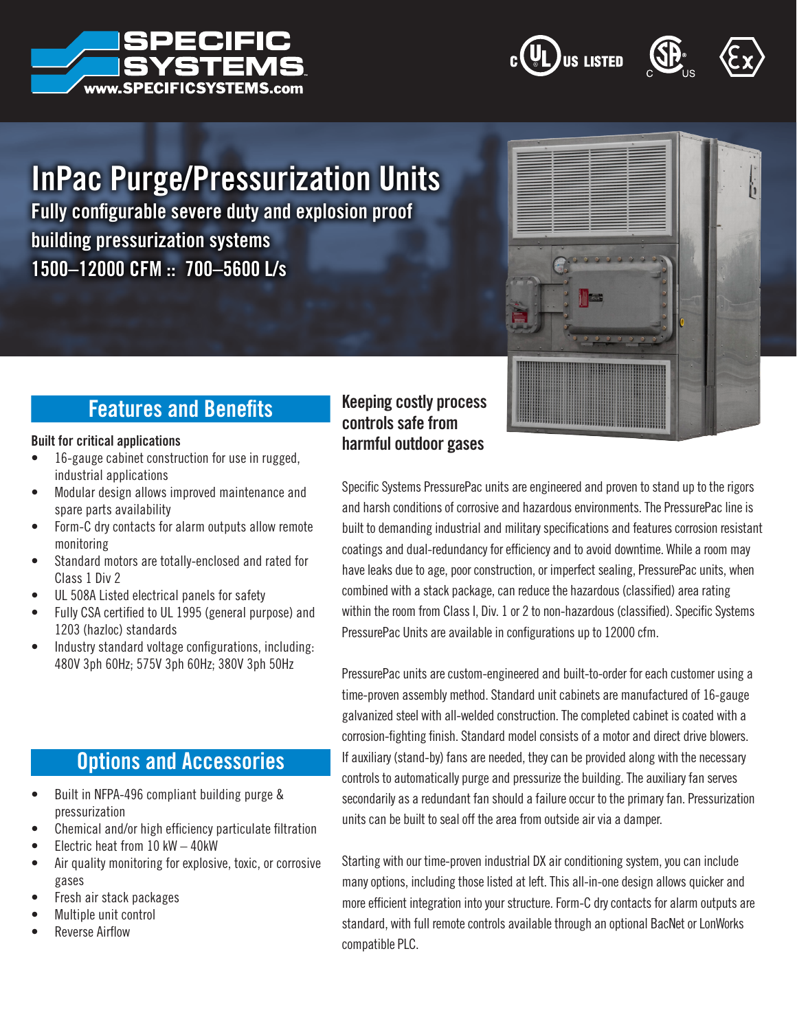SPECIFIC SYSTEMS
www.SPECIFICSYSTEMS.com

# InPac Purge/Pressurization Units

**Fully configurable severe duty and explosion proof building pressurization systems**

**1500–12000 CFM :: 700–5600 L/s**

## Features and Benefits

**Built for critical applications**

- 16-gauge cabinet construction for use in rugged, industrial applications
- Modular design allows improved maintenance and spare parts availability
- Form-C dry contacts for alarm outputs allow remote monitoring
- Standard motors are totally-enclosed and rated for Class 1 Div 2
- UL 508A Listed electrical panels for safety
- Fully CSA certified to UL 1995 (general purpose) and 1203 (hazloc) standards
- Industry standard voltage configurations, including: 480V 3ph 60Hz; 575V 3ph 60Hz; 380V 3ph 50Hz

## Options and Accessories

- Built in NFPA-496 compliant building purge & pressurization
- Chemical and/or high efficiency particulate filtration
- Electric heat from 10 kW – 40kW
- Air quality monitoring for explosive, toxic, or corrosive gases
- Fresh air stack packages
- Multiple unit control
- Reverse Airflow

## Keeping costly process controls safe from harmful outdoor gases

Specific Systems PressurePac units are engineered and proven to stand up to the rigors and harsh conditions of corrosive and hazardous environments. The PressurePac line is built to demanding industrial and military specifications and features corrosion resistant coatings and dual-redundancy for efficiency and to avoid downtime. While a room may have leaks due to age, poor construction, or imperfect sealing, PressurePac units, when combined with a stack package, can reduce the hazardous (classified) area rating within the room from Class I, Div. 1 or 2 to non-hazardous (classified). Specific Systems PressurePac Units are available in configurations up to 12000 cfm.

PressurePac units are custom-engineered and built-to-order for each customer using a time-proven assembly method. Standard unit cabinets are manufactured of 16-gauge galvanized steel with all-welded construction. The completed cabinet is coated with a corrosion-fighting finish. Standard model consists of a motor and direct drive blowers. If auxiliary (stand-by) fans are needed, they can be provided along with the necessary controls to automatically purge and pressurize the building. The auxiliary fan serves secondarily as a redundant fan should a failure occur to the primary fan. Pressurization units can be built to seal off the area from outside air via a damper.

Starting with our time-proven industrial DX air conditioning system, you can include many options, including those listed at left. This all-in-one design allows quicker and more efficient integration into your structure. Form-C dry contacts for alarm outputs are standard, with full remote controls available through an optional BacNet or LonWorks compatible PLC.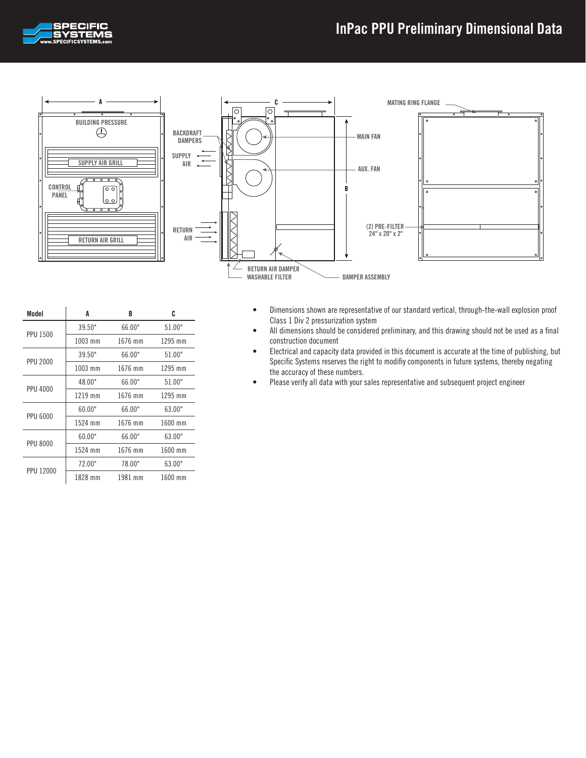# InPac PPU Preliminary Dimensional Data

| Model | A | B | C |
|---|---|---|---|
| PPU 1500 | 39.50" | 66.00" | 51.00" |
| | 1003 mm | 1676 mm | 1295 mm |
| PPU 2000 | 39.50" | 66.00" | 51.00" |
| | 1003 mm | 1676 mm | 1295 mm |
| PPU 4000 | 48.00" | 66.00" | 51.00" |
| | 1219 mm | 1676 mm | 1295 mm |
| PPU 6000 | 60.00" | 66.00" | 63.00" |
| | 1524 mm | 1676 mm | 1600 mm |
| PPU 8000 | 60.00" | 66.00" | 63.00" |
| | 1524 mm | 1676 mm | 1600 mm |
| PPU 12000 | 72.00" | 78.00" | 63.00" |
| | 1828 mm | 1981 mm | 1600 mm |

- Dimensions shown are representative of our standard vertical, through-the-wall explosion proof Class 1 Div 2 pressurization system
- All dimensions should be considered preliminary, and this drawing should not be used as a final construction document
- Electrical and capacity data provided in this document is accurate at the time of publishing, but Specific Systems reserves the right to modifiy components in future systems, thereby negating the accuracy of these numbers.
- Please verify all data with your sales representative and subsequent project engineer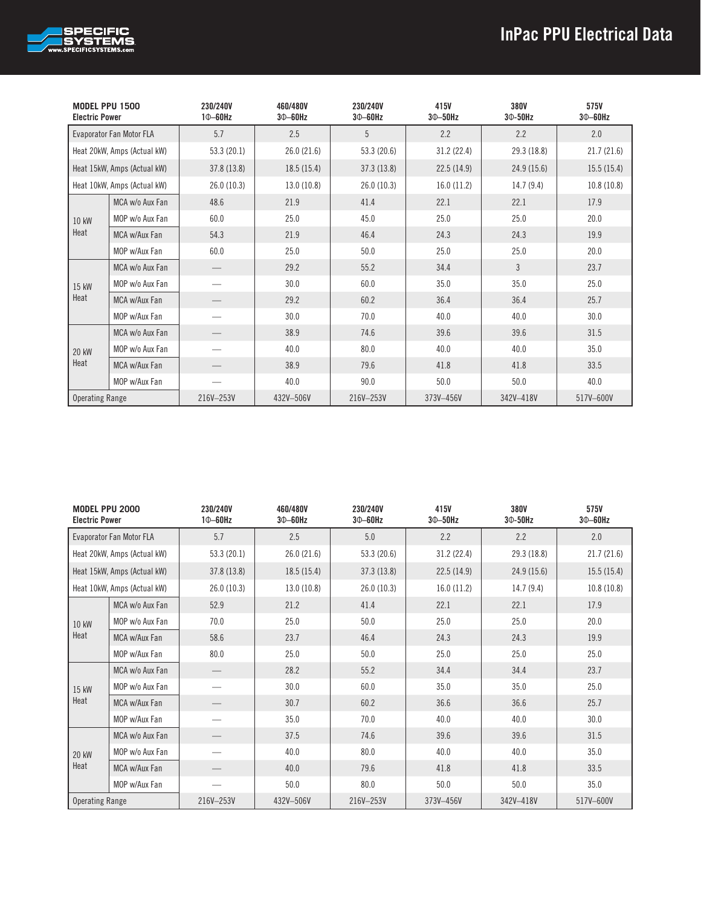# InPac PPU Electrical Data

| MODEL PPU 1500 Electric Power | | 230/240V 1Φ–60Hz | 460/480V 3Φ–60Hz | 230/240V 3Φ–60Hz | 415V 3Φ–50Hz | 380V 3Φ-50Hz | 575V 3Φ–60Hz |
|---|---|---|---|---|---|---|---|
| Evaporator Fan Motor FLA | | 5.7 | 2.5 | 5 | 2.2 | 2.2 | 2.0 |
| Heat 20kW, Amps (Actual kW) | | 53.3 (20.1) | 26.0 (21.6) | 53.3 (20.6) | 31.2 (22.4) | 29.3 (18.8) | 21.7 (21.6) |
| Heat 15kW, Amps (Actual kW) | | 37.8 (13.8) | 18.5 (15.4) | 37.3 (13.8) | 22.5 (14.9) | 24.9 (15.6) | 15.5 (15.4) |
| Heat 10kW, Amps (Actual kW) | | 26.0 (10.3) | 13.0 (10.8) | 26.0 (10.3) | 16.0 (11.2) | 14.7 (9.4) | 10.8 (10.8) |
| 10 kW Heat | MCA w/o Aux Fan | 48.6 | 21.9 | 41.4 | 22.1 | 22.1 | 17.9 |
| | MOP w/o Aux Fan | 60.0 | 25.0 | 45.0 | 25.0 | 25.0 | 20.0 |
| | MCA w/Aux Fan | 54.3 | 21.9 | 46.4 | 24.3 | 24.3 | 19.9 |
| | MOP w/Aux Fan | 60.0 | 25.0 | 50.0 | 25.0 | 25.0 | 20.0 |
| 15 kW Heat | MCA w/o Aux Fan | — | 29.2 | 55.2 | 34.4 | 3 | 23.7 |
| | MOP w/o Aux Fan | — | 30.0 | 60.0 | 35.0 | 35.0 | 25.0 |
| | MCA w/Aux Fan | — | 29.2 | 60.2 | 36.4 | 36.4 | 25.7 |
| | MOP w/Aux Fan | — | 30.0 | 70.0 | 40.0 | 40.0 | 30.0 |
| 20 kW Heat | MCA w/o Aux Fan | — | 38.9 | 74.6 | 39.6 | 39.6 | 31.5 |
| | MOP w/o Aux Fan | — | 40.0 | 80.0 | 40.0 | 40.0 | 35.0 |
| | MCA w/Aux Fan | — | 38.9 | 79.6 | 41.8 | 41.8 | 33.5 |
| | MOP w/Aux Fan | — | 40.0 | 90.0 | 50.0 | 50.0 | 40.0 |
| Operating Range | | 216V–253V | 432V–506V | 216V–253V | 373V–456V | 342V–418V | 517V–600V |

| MODEL PPU 2000 Electric Power | | 230/240V 1Φ–60Hz | 460/480V 3Φ–60Hz | 230/240V 3Φ–60Hz | 415V 3Φ–50Hz | 380V 3Φ-50Hz | 575V 3Φ–60Hz |
|---|---|---|---|---|---|---|---|
| Evaporator Fan Motor FLA | | 5.7 | 2.5 | 5.0 | 2.2 | 2.2 | 2.0 |
| Heat 20kW, Amps (Actual kW) | | 53.3 (20.1) | 26.0 (21.6) | 53.3 (20.6) | 31.2 (22.4) | 29.3 (18.8) | 21.7 (21.6) |
| Heat 15kW, Amps (Actual kW) | | 37.8 (13.8) | 18.5 (15.4) | 37.3 (13.8) | 22.5 (14.9) | 24.9 (15.6) | 15.5 (15.4) |
| Heat 10kW, Amps (Actual kW) | | 26.0 (10.3) | 13.0 (10.8) | 26.0 (10.3) | 16.0 (11.2) | 14.7 (9.4) | 10.8 (10.8) |
| 10 kW Heat | MCA w/o Aux Fan | 52.9 | 21.2 | 41.4 | 22.1 | 22.1 | 17.9 |
| | MOP w/o Aux Fan | 70.0 | 25.0 | 50.0 | 25.0 | 25.0 | 20.0 |
| | MCA w/Aux Fan | 58.6 | 23.7 | 46.4 | 24.3 | 24.3 | 19.9 |
| | MOP w/Aux Fan | 80.0 | 25.0 | 50.0 | 25.0 | 25.0 | 25.0 |
| 15 kW Heat | MCA w/o Aux Fan | — | 28.2 | 55.2 | 34.4 | 34.4 | 23.7 |
| | MOP w/o Aux Fan | — | 30.0 | 60.0 | 35.0 | 35.0 | 25.0 |
| | MCA w/Aux Fan | — | 30.7 | 60.2 | 36.6 | 36.6 | 25.7 |
| | MOP w/Aux Fan | — | 35.0 | 70.0 | 40.0 | 40.0 | 30.0 |
| 20 kW Heat | MCA w/o Aux Fan | — | 37.5 | 74.6 | 39.6 | 39.6 | 31.5 |
| | MOP w/o Aux Fan | — | 40.0 | 80.0 | 40.0 | 40.0 | 35.0 |
| | MCA w/Aux Fan | — | 40.0 | 79.6 | 41.8 | 41.8 | 33.5 |
| | MOP w/Aux Fan | — | 50.0 | 80.0 | 50.0 | 50.0 | 35.0 |
| Operating Range | | 216V–253V | 432V–506V | 216V–253V | 373V–456V | 342V–418V | 517V–600V |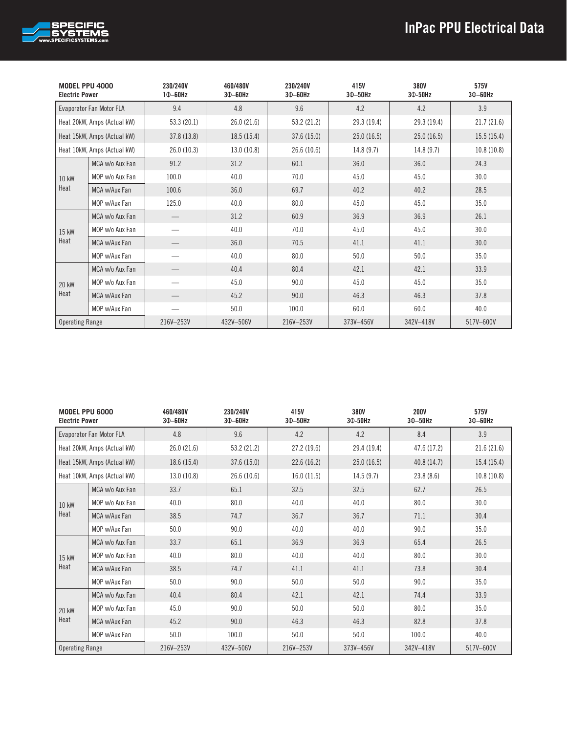# InPac PPU Electrical Data

| MODEL PPU 4000 Electric Power | | 230/240V 1Φ–60Hz | 460/480V 3Φ–60Hz | 230/240V 3Φ–60Hz | 415V 3Φ–50Hz | 380V 3Φ–50Hz | 575V 3Φ–60Hz |
|---|---|---|---|---|---|---|---|
| Evaporator Fan Motor FLA | | 9.4 | 4.8 | 9.6 | 4.2 | 4.2 | 3.9 |
| Heat 20kW, Amps (Actual kW) | | 53.3 (20.1) | 26.0 (21.6) | 53.2 (21.2) | 29.3 (19.4) | 29.3 (19.4) | 21.7 (21.6) |
| Heat 15kW, Amps (Actual kW) | | 37.8 (13.8) | 18.5 (15.4) | 37.6 (15.0) | 25.0 (16.5) | 25.0 (16.5) | 15.5 (15.4) |
| Heat 10kW, Amps (Actual kW) | | 26.0 (10.3) | 13.0 (10.8) | 26.6 (10.6) | 14.8 (9.7) | 14.8 (9.7) | 10.8 (10.8) |
| 10 kW Heat | MCA w/o Aux Fan | 91.2 | 31.2 | 60.1 | 36.0 | 36.0 | 24.3 |
| | MOP w/o Aux Fan | 100.0 | 40.0 | 70.0 | 45.0 | 45.0 | 30.0 |
| | MCA w/Aux Fan | 100.6 | 36.0 | 69.7 | 40.2 | 40.2 | 28.5 |
| | MOP w/Aux Fan | 125.0 | 40.0 | 80.0 | 45.0 | 45.0 | 35.0 |
| 15 kW Heat | MCA w/o Aux Fan | — | 31.2 | 60.9 | 36.9 | 36.9 | 26.1 |
| | MOP w/o Aux Fan | — | 40.0 | 70.0 | 45.0 | 45.0 | 30.0 |
| | MCA w/Aux Fan | — | 36.0 | 70.5 | 41.1 | 41.1 | 30.0 |
| | MOP w/Aux Fan | — | 40.0 | 80.0 | 50.0 | 50.0 | 35.0 |
| 20 kW Heat | MCA w/o Aux Fan | — | 40.4 | 80.4 | 42.1 | 42.1 | 33.9 |
| | MOP w/o Aux Fan | — | 45.0 | 90.0 | 45.0 | 45.0 | 35.0 |
| | MCA w/Aux Fan | — | 45.2 | 90.0 | 46.3 | 46.3 | 37.8 |
| | MOP w/Aux Fan | — | 50.0 | 100.0 | 60.0 | 60.0 | 40.0 |
| Operating Range | | 216V–253V | 432V–506V | 216V–253V | 373V–456V | 342V–418V | 517V–600V |

| MODEL PPU 6000 Electric Power | | 460/480V 3Φ–60Hz | 230/240V 3Φ–60Hz | 415V 3Φ–50Hz | 380V 3Φ–50Hz | 200V 3Φ–50Hz | 575V 3Φ–60Hz |
|---|---|---|---|---|---|---|---|
| Evaporator Fan Motor FLA | | 4.8 | 9.6 | 4.2 | 4.2 | 8.4 | 3.9 |
| Heat 20kW, Amps (Actual kW) | | 26.0 (21.6) | 53.2 (21.2) | 27.2 (19.6) | 29.4 (19.4) | 47.6 (17.2) | 21.6 (21.6) |
| Heat 15kW, Amps (Actual kW) | | 18.6 (15.4) | 37.6 (15.0) | 22.6 (16.2) | 25.0 (16.5) | 40.8 (14.7) | 15.4 (15.4) |
| Heat 10kW, Amps (Actual kW) | | 13.0 (10.8) | 26.6 (10.6) | 16.0 (11.5) | 14.5 (9.7) | 23.8 (8.6) | 10.8 (10.8) |
| 10 kW Heat | MCA w/o Aux Fan | 33.7 | 65.1 | 32.5 | 32.5 | 62.7 | 26.5 |
| | MOP w/o Aux Fan | 40.0 | 80.0 | 40.0 | 40.0 | 80.0 | 30.0 |
| | MCA w/Aux Fan | 38.5 | 74.7 | 36.7 | 36.7 | 71.1 | 30.4 |
| | MOP w/Aux Fan | 50.0 | 90.0 | 40.0 | 40.0 | 90.0 | 35.0 |
| 15 kW Heat | MCA w/o Aux Fan | 33.7 | 65.1 | 36.9 | 36.9 | 65.4 | 26.5 |
| | MOP w/o Aux Fan | 40.0 | 80.0 | 40.0 | 40.0 | 80.0 | 30.0 |
| | MCA w/Aux Fan | 38.5 | 74.7 | 41.1 | 41.1 | 73.8 | 30.4 |
| | MOP w/Aux Fan | 50.0 | 90.0 | 50.0 | 50.0 | 90.0 | 35.0 |
| 20 kW Heat | MCA w/o Aux Fan | 40.4 | 80.4 | 42.1 | 42.1 | 74.4 | 33.9 |
| | MOP w/o Aux Fan | 45.0 | 90.0 | 50.0 | 50.0 | 80.0 | 35.0 |
| | MCA w/Aux Fan | 45.2 | 90.0 | 46.3 | 46.3 | 82.8 | 37.8 |
| | MOP w/Aux Fan | 50.0 | 100.0 | 50.0 | 50.0 | 100.0 | 40.0 |
| Operating Range | | 216V–253V | 432V–506V | 216V–253V | 373V–456V | 342V–418V | 517V–600V |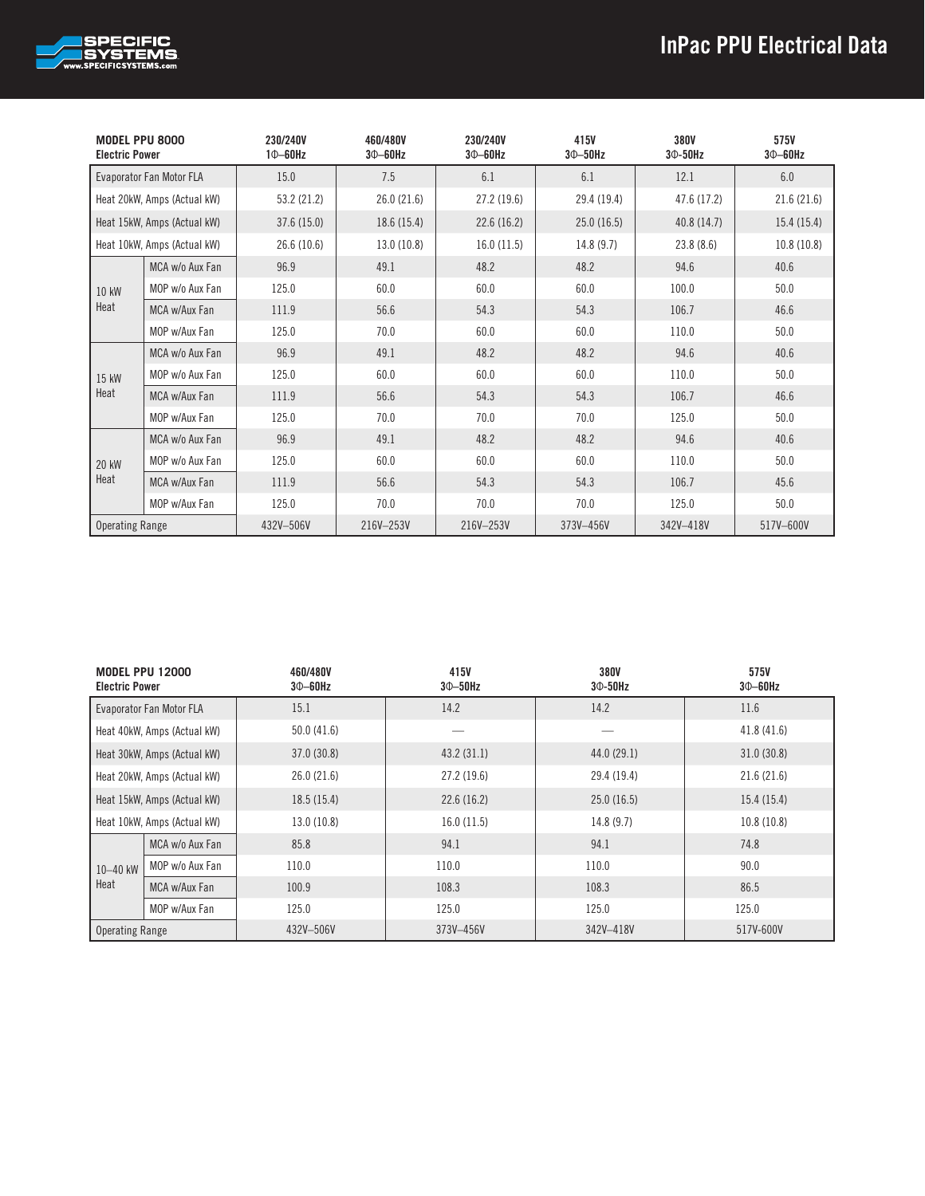# InPac PPU Electrical Data

| MODEL PPU 8000 Electric Power | | 230/240V 1Φ–60Hz | 460/480V 3Φ–60Hz | 230/240V 3Φ–60Hz | 415V 3Φ–50Hz | 380V 3Φ-50Hz | 575V 3Φ–60Hz |
|---|---|---|---|---|---|---|---|
| Evaporator Fan Motor FLA | | 15.0 | 7.5 | 6.1 | 6.1 | 12.1 | 6.0 |
| Heat 20kW, Amps (Actual kW) | | 53.2 (21.2) | 26.0 (21.6) | 27.2 (19.6) | 29.4 (19.4) | 47.6 (17.2) | 21.6 (21.6) |
| Heat 15kW, Amps (Actual kW) | | 37.6 (15.0) | 18.6 (15.4) | 22.6 (16.2) | 25.0 (16.5) | 40.8 (14.7) | 15.4 (15.4) |
| Heat 10kW, Amps (Actual kW) | | 26.6 (10.6) | 13.0 (10.8) | 16.0 (11.5) | 14.8 (9.7) | 23.8 (8.6) | 10.8 (10.8) |
| 10 kW Heat | MCA w/o Aux Fan | 96.9 | 49.1 | 48.2 | 48.2 | 94.6 | 40.6 |
| | MOP w/o Aux Fan | 125.0 | 60.0 | 60.0 | 60.0 | 100.0 | 50.0 |
| | MCA w/Aux Fan | 111.9 | 56.6 | 54.3 | 54.3 | 106.7 | 46.6 |
| | MOP w/Aux Fan | 125.0 | 70.0 | 60.0 | 60.0 | 110.0 | 50.0 |
| 15 kW Heat | MCA w/o Aux Fan | 96.9 | 49.1 | 48.2 | 48.2 | 94.6 | 40.6 |
| | MOP w/o Aux Fan | 125.0 | 60.0 | 60.0 | 60.0 | 110.0 | 50.0 |
| | MCA w/Aux Fan | 111.9 | 56.6 | 54.3 | 54.3 | 106.7 | 46.6 |
| | MOP w/Aux Fan | 125.0 | 70.0 | 70.0 | 70.0 | 125.0 | 50.0 |
| 20 kW Heat | MCA w/o Aux Fan | 96.9 | 49.1 | 48.2 | 48.2 | 94.6 | 40.6 |
| | MOP w/o Aux Fan | 125.0 | 60.0 | 60.0 | 60.0 | 110.0 | 50.0 |
| | MCA w/Aux Fan | 111.9 | 56.6 | 54.3 | 54.3 | 106.7 | 45.6 |
| | MOP w/Aux Fan | 125.0 | 70.0 | 70.0 | 70.0 | 125.0 | 50.0 |
| Operating Range | | 432V–506V | 216V–253V | 216V–253V | 373V–456V | 342V–418V | 517V–600V |

| MODEL PPU 12000 Electric Power | | 460/480V 3Φ–60Hz | 415V 3Φ–50Hz | 380V 3Φ-50Hz | 575V 3Φ–60Hz |
|---|---|---|---|---|---|
| Evaporator Fan Motor FLA | | 15.1 | 14.2 | 14.2 | 11.6 |
| Heat 40kW, Amps (Actual kW) | | 50.0 (41.6) | — | — | 41.8 (41.6) |
| Heat 30kW, Amps (Actual kW) | | 37.0 (30.8) | 43.2 (31.1) | 44.0 (29.1) | 31.0 (30.8) |
| Heat 20kW, Amps (Actual kW) | | 26.0 (21.6) | 27.2 (19.6) | 29.4 (19.4) | 21.6 (21.6) |
| Heat 15kW, Amps (Actual kW) | | 18.5 (15.4) | 22.6 (16.2) | 25.0 (16.5) | 15.4 (15.4) |
| Heat 10kW, Amps (Actual kW) | | 13.0 (10.8) | 16.0 (11.5) | 14.8 (9.7) | 10.8 (10.8) |
| 10–40 kW Heat | MCA w/o Aux Fan | 85.8 | 94.1 | 94.1 | 74.8 |
| | MOP w/o Aux Fan | 110.0 | 110.0 | 110.0 | 90.0 |
| | MCA w/Aux Fan | 100.9 | 108.3 | 108.3 | 86.5 |
| | MOP w/Aux Fan | 125.0 | 125.0 | 125.0 | 125.0 |
| Operating Range | | 432V–506V | 373V–456V | 342V–418V | 517V-600V |